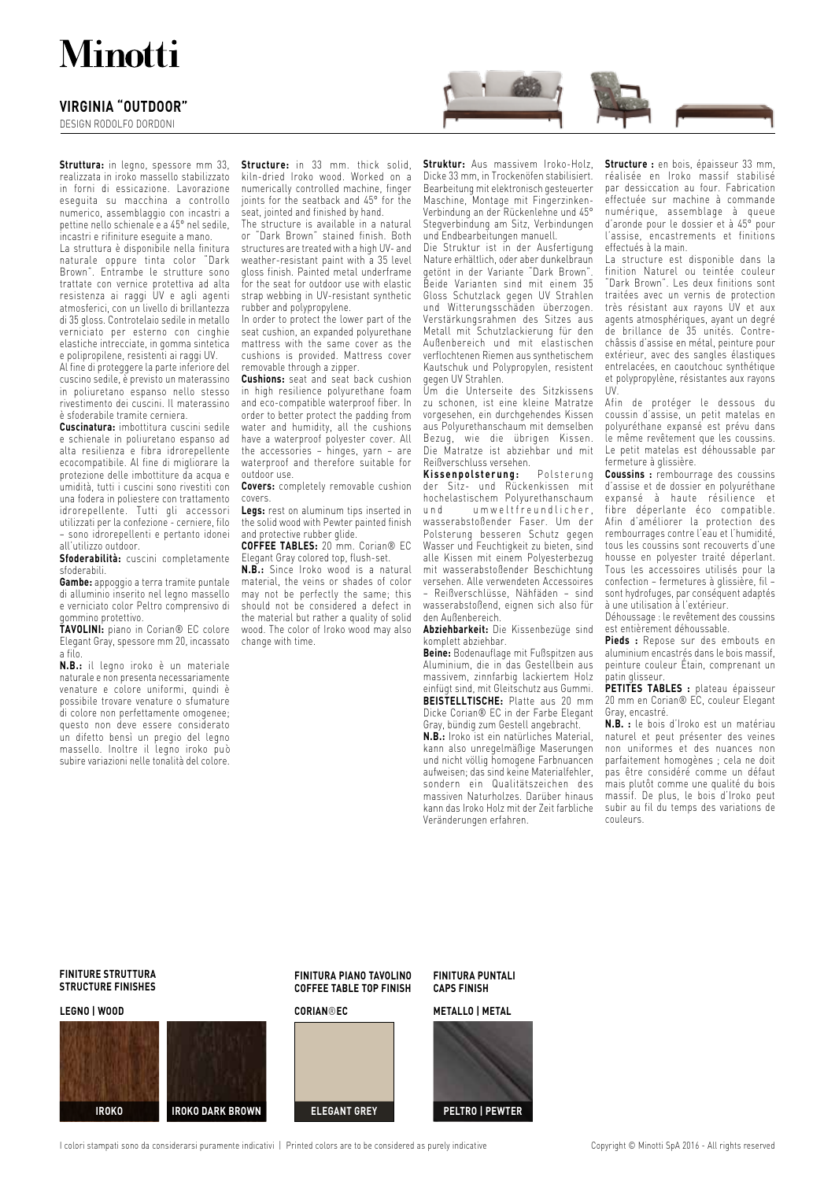# Minotti

## VIRGINIA "OUTDOOR"

DESIGN RODOLFO DORDONI

**Struttura:** in legno, spessore mm 33, realizzata in iroko massello stabilizzato in forni di essicazione. Lavorazione eseguita su macchina a controllo numerico, assemblaggio con incastri a pettine nello schienale e a 45° nel sedile, incastri e rifiniture eseguite a mano.
La struttura è disponibile nella finitura naturale oppure tinta color "Dark Brown". Entrambe le strutture sono trattate con vernice protettiva ad alta resistenza ai raggi UV e agli agenti atmosferici, con un livello di brillantezza di 35 gloss. Controtelaio sedile in metallo verniciato per esterno con cinghie elastiche intrecciate, in gomma sintetica e polipropilene, resistenti ai raggi UV.
Al fine di proteggere la parte inferiore del cuscino sedile, è previsto un materassino in poliuretano espanso nello stesso rivestimento dei cuscini. Il materassino è sfoderabile tramite cerniera.
**Cuscinatura:** imbottitura cuscini sedile e schienale in poliuretano espanso ad alta resilienza e fibra idrorepellente ecocompatibile. Al fine di migliorare la protezione delle imbottiture da acqua e umidità, tutti i cuscini sono rivestiti con una fodera in poliestere con trattamento idrorepellente. Tutti gli accessori utilizzati per la confezione - cerniere, filo – sono idrorepellenti e pertanto idonei all'utilizzo outdoor.
**Sfoderabilità:** cuscini completamente sfoderabili.
**Gambe:** appoggio a terra tramite puntale di alluminio inserito nel legno massello e verniciato color Peltro comprensivo di gommino protettivo.
**TAVOLINI:** piano in Corian® EC colore Elegant Gray, spessore mm 20, incassato a filo.
**N.B.:** il legno iroko è un materiale naturale e non presenta necessariamente venature e colore uniformi, quindi è possibile trovare venature o sfumature di colore non perfettamente omogenee; questo non deve essere considerato un difetto bensì un pregio del legno massello. Inoltre il legno iroko può subire variazioni nelle tonalità del colore.

**Structure:** in 33 mm. thick solid, kiln-dried Iroko wood. Worked on a numerically controlled machine, finger joints for the seatback and 45° for the seat, jointed and finished by hand.
The structure is available in a natural or "Dark Brown" stained finish. Both structures are treated with a high UV- and weather-resistant paint with a 35 level gloss finish. Painted metal underframe for the seat for outdoor use with elastic strap webbing in UV-resistant synthetic rubber and polypropylene.
In order to protect the lower part of the seat cushion, an expanded polyurethane mattress with the same cover as the cushions is provided. Mattress cover removable through a zipper.
**Cushions:** seat and seat back cushion in high resilience polyurethane foam and eco-compatible waterproof fiber. In order to better protect the padding from water and humidity, all the cushions have a waterproof polyester cover. All the accessories – hinges, yarn – are waterproof and therefore suitable for outdoor use.
**Covers:** completely removable cushion covers.
**Legs:** rest on aluminum tips inserted in the solid wood with Pewter painted finish and protective rubber glide.
**COFFEE TABLES:** 20 mm. Corian® EC Elegant Gray colored top, flush-set.
**N.B.:** Since Iroko wood is a natural material, the veins or shades of color may not be perfectly the same; this should not be considered a defect in the material but rather a quality of solid wood. The color of Iroko wood may also change with time.

**Struktur:** Aus massivem Iroko-Holz, Dicke 33 mm, in Trockenöfen stabilisiert. Bearbeitung mit elektronisch gesteuerter Maschine, Montage mit Fingerzinken-Verbindung an der Rückenlehne und 45° Stegverbindung am Sitz, Verbindungen und Endbearbeitungen manuell.
Die Struktur ist in der Ausfertigung Nature erhältlich, oder aber dunkelbraun getönt in der Variante "Dark Brown". Beide Varianten sind mit einem 35 Gloss Schutzlack gegen UV Strahlen und Witterungsschäden überzogen. Verstärkungsrahmen des Sitzes aus Metall mit Schutzlackierung für den Außenbereich und mit elastischen verflochtenen Riemen aus synthetischem Kautschuk und Polypropylen, resistent gegen UV Strahlen.
Um die Unterseite des Sitzkissens zu schonen, ist eine kleine Matratze vorgesehen, ein durchgehendes Kissen aus Polyurethanschaum mit demselben Bezug, wie die übrigen Kissen. Die Matratze ist abziehbar und mit Reißverschluss versehen.
**Kissenpolsterung:** Polsterung der Sitz- und Rückenkissen mit hochelastischem Polyurethanschaum und umweltfreundlicher, wasserabstoßender Faser. Um der Polsterung besseren Schutz gegen Wasser und Feuchtigkeit zu bieten, sind alle Kissen mit einem Polyesterbezug mit wasserabstoßender Beschichtung versehen. Alle verwendeten Accessoires – Reißverschlüsse, Nähfäden – sind wasserabstoßend, eignen sich also für den Außenbereich.
**Abziehbarkeit:** Die Kissenbezüge sind komplett abziehbar.
**Beine:** Bodenauflage mit Fußspitzen aus Aluminium, die in das Gestellbein aus massivem, zinnfarbig lackiertem Holz einfügt sind, mit Gleitschutz aus Gummi.
**BEISTELLTISCHE:** Platte aus 20 mm Dicke Corian® EC in der Farbe Elegant Gray, bündig zum Gestell angebracht.
**N.B.:** Iroko ist ein natürliches Material, kann also unregelmäßige Maserungen und nicht völlig homogene Farbnuancen aufweisen; das sind keine Materialfehler, sondern ein Qualitätszeichen des massiven Naturholzes. Darüber hinaus kann das Iroko Holz mit der Zeit farbliche Veränderungen erfahren.

**Structure :** en bois, épaisseur 33 mm, réalisée en Iroko massif stabilisé par dessiccation au four. Fabrication effectuée sur machine à commande numérique, assemblage à queue d'aronde pour le dossier et à 45° pour l'assise, encastrements et finitions effectués à la main.
La structure est disponible dans la finition Naturel ou teintée couleur "Dark Brown". Les deux finitions sont traitées avec un vernis de protection très résistant aux rayons UV et aux agents atmosphériques, ayant un degré de brillance de 35 unités. Contre-châssis d'assise en métal, peinture pour extérieur, avec des sangles élastiques entrelacées, en caoutchouc synthétique et polypropylène, résistantes aux rayons UV.
Afin de protéger le dessous du coussin d'assise, un petit matelas en polyuréthane expansé est prévu dans le même revêtement que les coussins. Le petit matelas est déhoussable par fermeture à glissière.
**Coussins :** rembourrage des coussins d'assise et de dossier en polyuréthane expansé à haute résilience et fibre déperlante éco compatible. Afin d'améliorer la protection des rembourrages contre l'eau et l'humidité, tous les coussins sont recouverts d'une housse en polyester traité déperlant. Tous les accessoires utilisés pour la confection – fermetures à glissière, fil – sont hydrofuges, par conséquent adaptés à une utilisation à l'extérieur.
Déhoussage : le revêtement des coussins est entièrement déhoussable.
**Pieds :** Repose sur des embouts en aluminium encastrés dans le bois massif, peinture couleur Étain, comprenant un patin glisseur.
**PETITES TABLES :** plateau épaisseur 20 mm en Corian® EC, couleur Elegant Gray, encastré.
**N.B. :** le bois d'Iroko est un matériau naturel et peut présenter des veines non uniformes et des nuances non parfaitement homogènes ; cela ne doit pas être considéré comme un défaut mais plutôt comme une qualité du bois massif. De plus, le bois d'Iroko peut subir au fil du temps des variations de couleurs.

**FINITURE STRUTTURA**
**STRUCTURE FINISHES**

**LEGNO | WOOD**

IROKO

IROKO DARK BROWN

**FINITURA PIANO TAVOLINO**
**COFFEE TABLE TOP FINISH**

**CORIAN®EC**

ELEGANT GREY

**FINITURA PUNTALI**
**CAPS FINISH**

**METALLO | METAL**

PELTRO | PEWTER

I colori stampati sono da considerarsi puramente indicativi | Printed colors are to be considered as purely indicative

Copyright © Minotti SpA 2016 - All rights reserved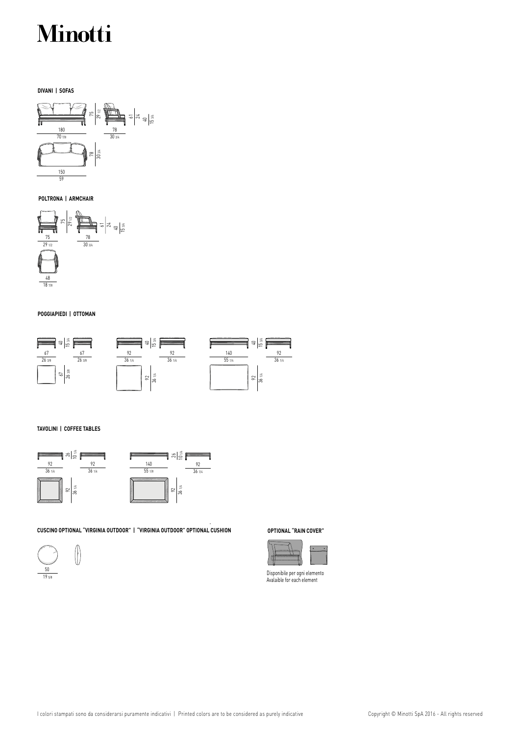# Minotti

**DIVANI | SOFAS**

75
29 1/2
61
24
40
15 3/4
180
70 7/8
78
30 3/4
78
30 3/4
150
59

**POLTRONA | ARMCHAIR**

75
29 1/2
61
24
40
15 3/4
75
29 1/2
78
30 3/4
48
18 7/8

**POGGIAPIEDI | OTTOMAN**

40
15 3/4
67
26 3/8
67
26 3/8
67
26 3/8

40
15 3/4
92
36 1/4
92
36 1/4
92
36 1/4

40
15 3/4
140
55 1/4
92
36 1/4
92
36 1/4

**TAVOLINI | COFFEE TABLES**

26
10 1/4
92
36 1/4
92
36 1/4
92
36 1/4

26
10 1/4
140
55 1/8
92
36 1/4
92
36 1/4

**CUSCINO OPTIONAL "VIRGINIA OUTDOOR" | "VIRGINIA OUTDOOR" OPTIONAL CUSHION**

50
19 5/8

**OPTIONAL "RAIN COVER"**

Disponibile per ogni elemento
Avalaible for each element

I colori stampati sono da considerarsi puramente indicativi | Printed colors are to be considered as purely indicative

Copyright © Minotti SpA 2016 - All rights reserved